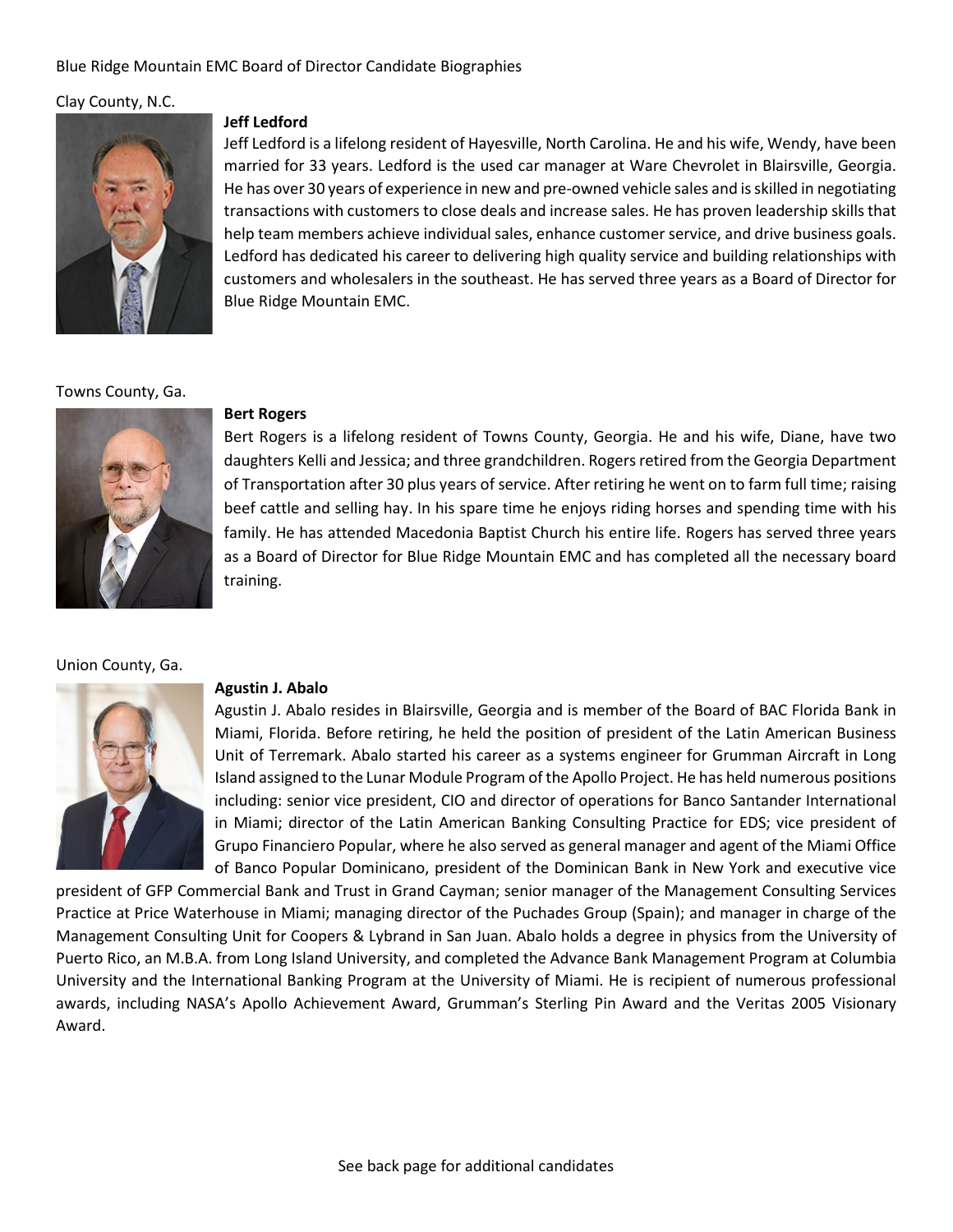# Blue Ridge Mountain EMC Board of Director Candidate Biographies

## Clay County, N.C.

### Jeff Ledford

Jeff Ledford is a lifelong resident of Hayesville, North Carolina. He and his wife, Wendy, have been married for 33 years. Ledford is the used car manager at Ware Chevrolet in Blairsville, Georgia. He has over 30 years of experience in new and pre-owned vehicle sales and is skilled in negotiating transactions with customers to close deals and increase sales. He has proven leadership skills that help team members achieve individual sales, enhance customer service, and drive business goals. Ledford has dedicated his career to delivering high quality service and building relationships with customers and wholesalers in the southeast. He has served three years as a Board of Director for Blue Ridge Mountain EMC.

## Towns County, Ga.

### Bert Rogers

Bert Rogers is a lifelong resident of Towns County, Georgia. He and his wife, Diane, have two daughters Kelli and Jessica; and three grandchildren. Rogers retired from the Georgia Department of Transportation after 30 plus years of service. After retiring he went on to farm full time; raising beef cattle and selling hay. In his spare time he enjoys riding horses and spending time with his family. He has attended Macedonia Baptist Church his entire life. Rogers has served three years as a Board of Director for Blue Ridge Mountain EMC and has completed all the necessary board training.

## Union County, Ga.

### Agustin J. Abalo

Agustin J. Abalo resides in Blairsville, Georgia and is member of the Board of BAC Florida Bank in Miami, Florida. Before retiring, he held the position of president of the Latin American Business Unit of Terremark. Abalo started his career as a systems engineer for Grumman Aircraft in Long Island assigned to the Lunar Module Program of the Apollo Project. He has held numerous positions including: senior vice president, CIO and director of operations for Banco Santander International in Miami; director of the Latin American Banking Consulting Practice for EDS; vice president of Grupo Financiero Popular, where he also served as general manager and agent of the Miami Office of Banco Popular Dominicano, president of the Dominican Bank in New York and executive vice president of GFP Commercial Bank and Trust in Grand Cayman; senior manager of the Management Consulting Services Practice at Price Waterhouse in Miami; managing director of the Puchades Group (Spain); and manager in charge of the Management Consulting Unit for Coopers & Lybrand in San Juan. Abalo holds a degree in physics from the University of Puerto Rico, an M.B.A. from Long Island University, and completed the Advance Bank Management Program at Columbia University and the International Banking Program at the University of Miami. He is recipient of numerous professional awards, including NASA's Apollo Achievement Award, Grumman's Sterling Pin Award and the Veritas 2005 Visionary Award.

See back page for additional candidates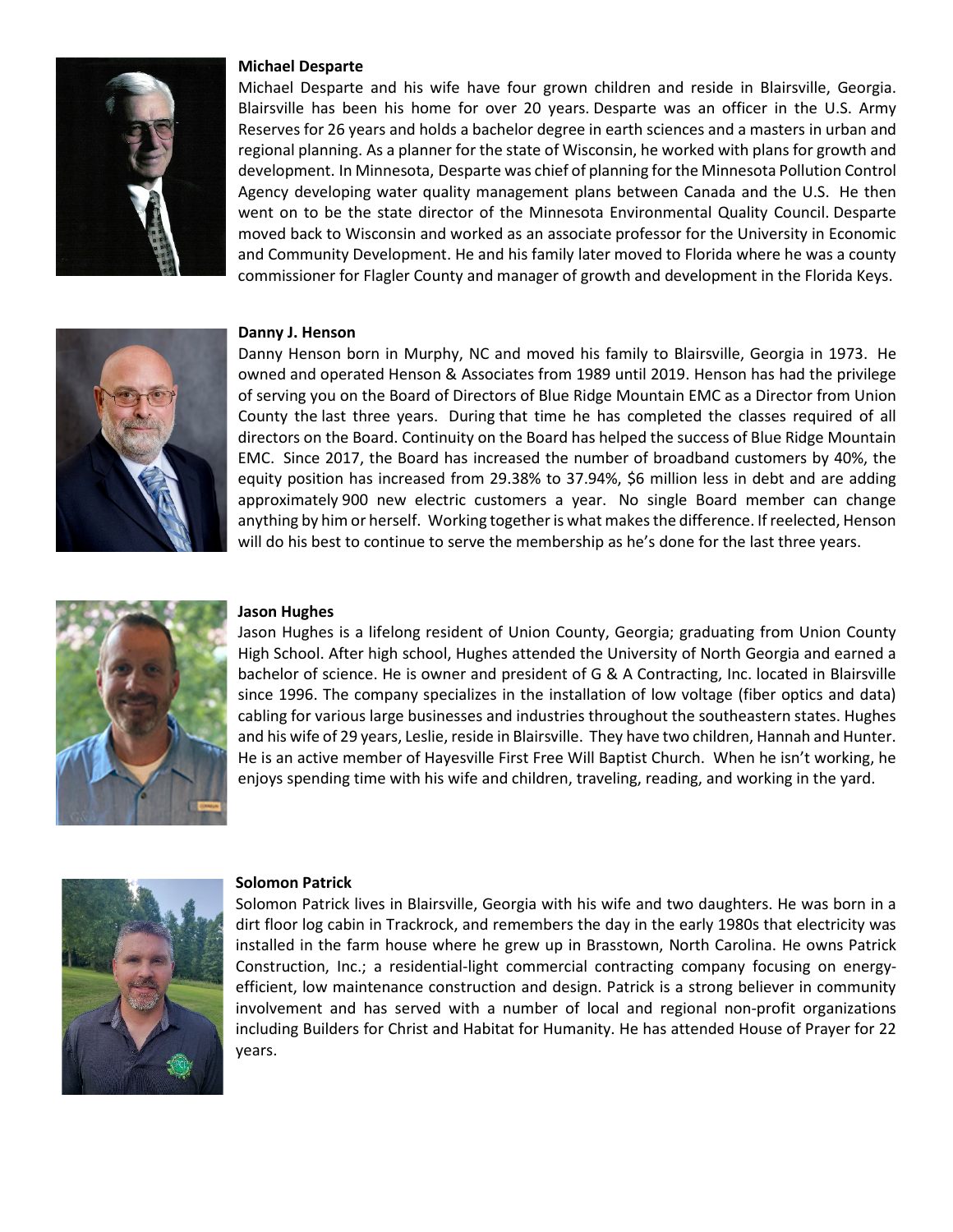**Michael Desparte**

Michael Desparte and his wife have four grown children and reside in Blairsville, Georgia. Blairsville has been his home for over 20 years. Desparte was an officer in the U.S. Army Reserves for 26 years and holds a bachelor degree in earth sciences and a masters in urban and regional planning. As a planner for the state of Wisconsin, he worked with plans for growth and development. In Minnesota, Desparte was chief of planning for the Minnesota Pollution Control Agency developing water quality management plans between Canada and the U.S. He then went on to be the state director of the Minnesota Environmental Quality Council. Desparte moved back to Wisconsin and worked as an associate professor for the University in Economic and Community Development. He and his family later moved to Florida where he was a county commissioner for Flagler County and manager of growth and development in the Florida Keys.

**Danny J. Henson**

Danny Henson born in Murphy, NC and moved his family to Blairsville, Georgia in 1973. He owned and operated Henson & Associates from 1989 until 2019. Henson has had the privilege of serving you on the Board of Directors of Blue Ridge Mountain EMC as a Director from Union County the last three years. During that time he has completed the classes required of all directors on the Board. Continuity on the Board has helped the success of Blue Ridge Mountain EMC. Since 2017, the Board has increased the number of broadband customers by 40%, the equity position has increased from 29.38% to 37.94%, $6 million less in debt and are adding approximately 900 new electric customers a year. No single Board member can change anything by him or herself. Working together is what makes the difference. If reelected, Henson will do his best to continue to serve the membership as he's done for the last three years.

**Jason Hughes**

Jason Hughes is a lifelong resident of Union County, Georgia; graduating from Union County High School. After high school, Hughes attended the University of North Georgia and earned a bachelor of science. He is owner and president of G & A Contracting, Inc. located in Blairsville since 1996. The company specializes in the installation of low voltage (fiber optics and data) cabling for various large businesses and industries throughout the southeastern states. Hughes and his wife of 29 years, Leslie, reside in Blairsville. They have two children, Hannah and Hunter. He is an active member of Hayesville First Free Will Baptist Church. When he isn't working, he enjoys spending time with his wife and children, traveling, reading, and working in the yard.

**Solomon Patrick**

Solomon Patrick lives in Blairsville, Georgia with his wife and two daughters. He was born in a dirt floor log cabin in Trackrock, and remembers the day in the early 1980s that electricity was installed in the farm house where he grew up in Brasstown, North Carolina. He owns Patrick Construction, Inc.; a residential-light commercial contracting company focusing on energy-efficient, low maintenance construction and design. Patrick is a strong believer in community involvement and has served with a number of local and regional non-profit organizations including Builders for Christ and Habitat for Humanity. He has attended House of Prayer for 22 years.